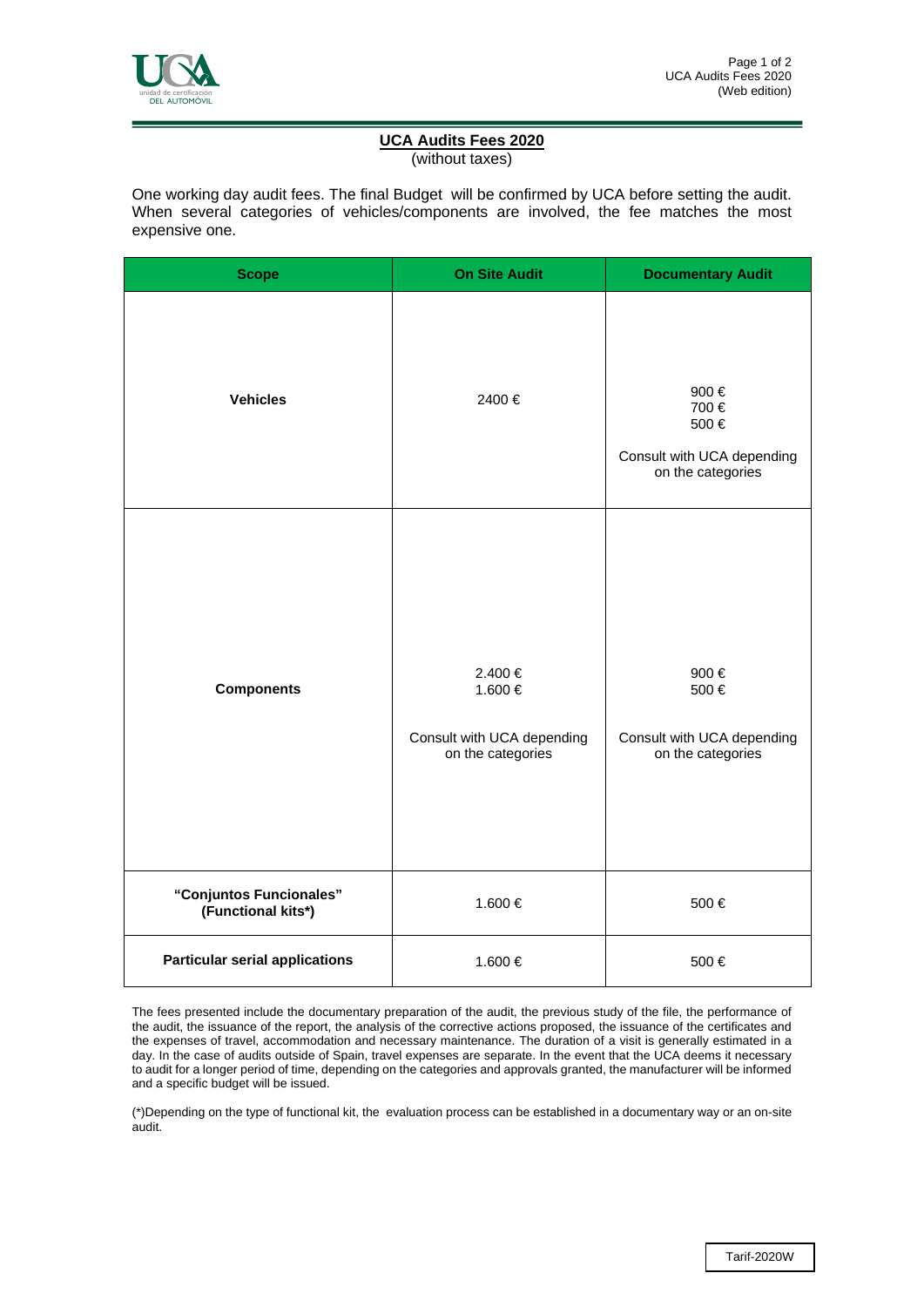# UCA Audits Fees 2020

(without taxes)

One working day audit fees. The final Budget will be confirmed by UCA before setting the audit. When several categories of vehicles/components are involved, the fee matches the most expensive one.

| Scope | On Site Audit | Documentary Audit |
|---|---|---|
| **Vehicles** | 2400 € | 900 €<br>700 €<br>500 €<br><br>Consult with UCA depending on the categories |
| **Components** | 2.400 €<br>1.600 €<br><br>Consult with UCA depending on the categories | 900 €<br>500 €<br><br>Consult with UCA depending on the categories |
| **"Conjuntos Funcionales" (Functional kits*)** | 1.600 € | 500 € |
| **Particular serial applications** | 1.600 € | 500 € |

The fees presented include the documentary preparation of the audit, the previous study of the file, the performance of the audit, the issuance of the report, the analysis of the corrective actions proposed, the issuance of the certificates and the expenses of travel, accommodation and necessary maintenance. The duration of a visit is generally estimated in a day. In the case of audits outside of Spain, travel expenses are separate. In the event that the UCA deems it necessary to audit for a longer period of time, depending on the categories and approvals granted, the manufacturer will be informed and a specific budget will be issued.

(*)Depending on the type of functional kit, the evaluation process can be established in a documentary way or an on-site audit.

Tarif-2020W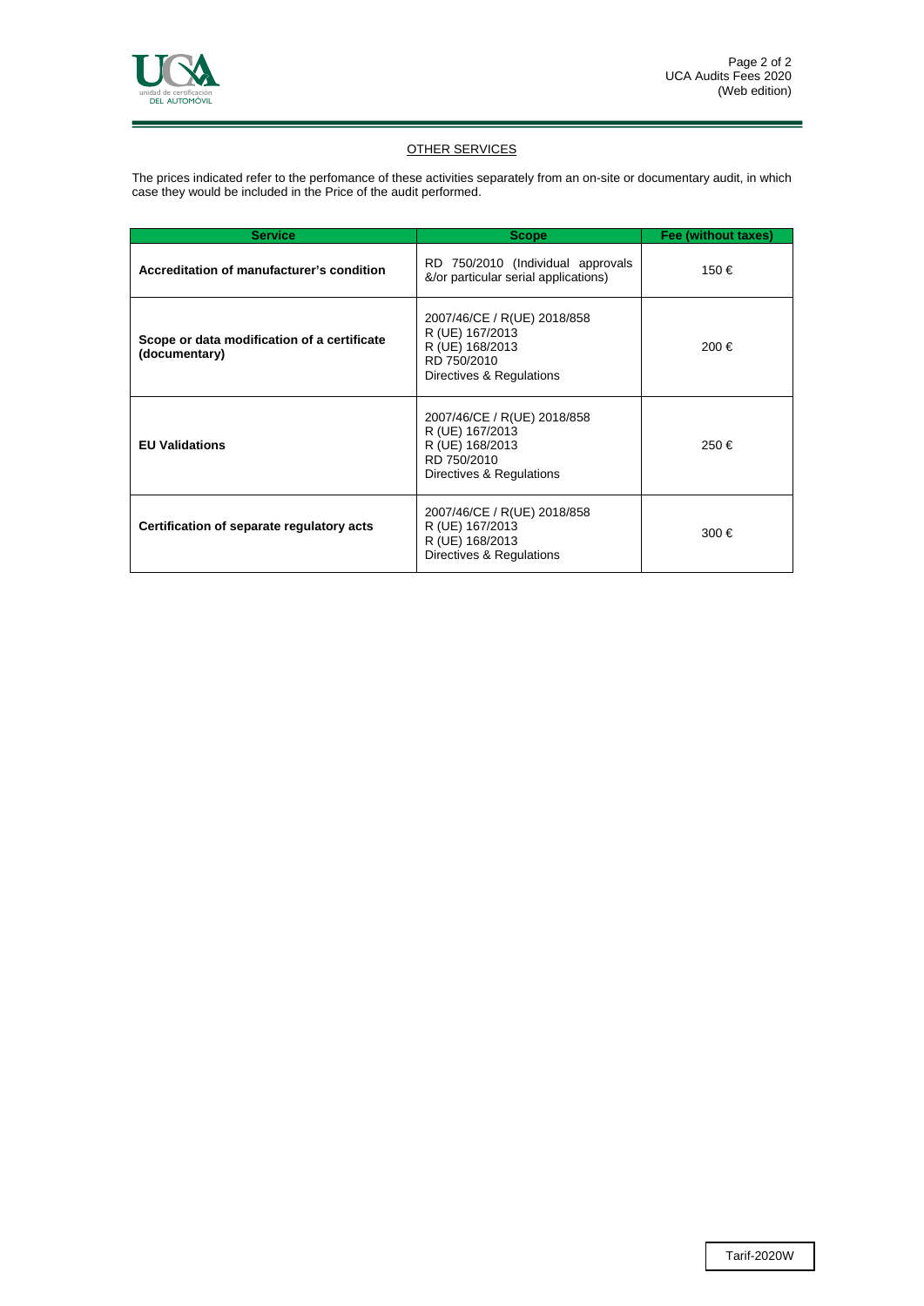## OTHER SERVICES

The prices indicated refer to the perfomance of these activities separately from an on-site or documentary audit, in which case they would be included in the Price of the audit performed.

| Service | Scope | Fee (without taxes) |
|---|---|---|
| **Accreditation of manufacturer's condition** | RD 750/2010 (Individual approvals &/or particular serial applications) | 150 € |
| **Scope or data modification of a certificate (documentary)** | 2007/46/CE / R(UE) 2018/858<br>R (UE) 167/2013<br>R (UE) 168/2013<br>RD 750/2010<br>Directives & Regulations | 200 € |
| **EU Validations** | 2007/46/CE / R(UE) 2018/858<br>R (UE) 167/2013<br>R (UE) 168/2013<br>RD 750/2010<br>Directives & Regulations | 250 € |
| **Certification of separate regulatory acts** | 2007/46/CE / R(UE) 2018/858<br>R (UE) 167/2013<br>R (UE) 168/2013<br>Directives & Regulations | 300 € |

Tarif-2020W